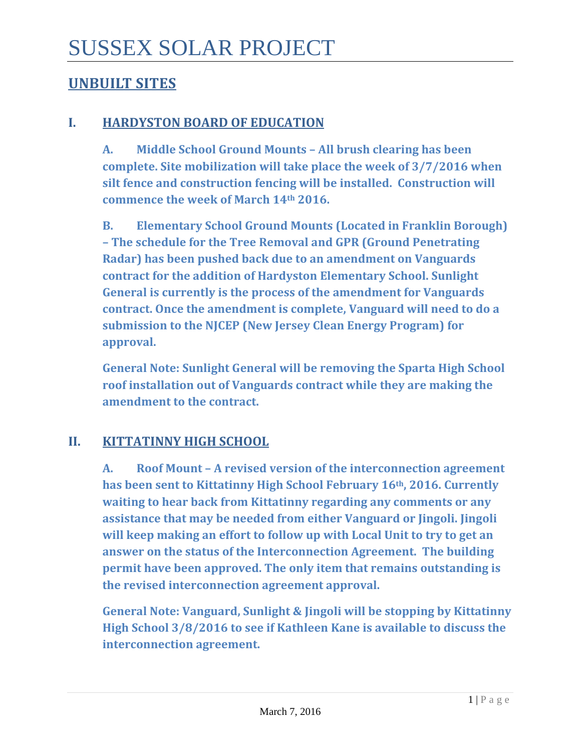# SUSSEX SOLAR PROJECT

## UNBUILT SITES

### I. HARDYSTON BOARD OF EDUCATION

**A. Middle School Ground Mounts – All brush clearing has been complete. Site mobilization will take place the week of 3/7/2016 when silt fence and construction fencing will be installed. Construction will commence the week of March 14th 2016.**

**B. Elementary School Ground Mounts (Located in Franklin Borough) – The schedule for the Tree Removal and GPR (Ground Penetrating Radar) has been pushed back due to an amendment on Vanguards contract for the addition of Hardyston Elementary School. Sunlight General is currently is the process of the amendment for Vanguards contract. Once the amendment is complete, Vanguard will need to do a submission to the NJCEP (New Jersey Clean Energy Program) for approval.**

**General Note: Sunlight General will be removing the Sparta High School roof installation out of Vanguards contract while they are making the amendment to the contract.**

### II. KITTATINNY HIGH SCHOOL

**A. Roof Mount – A revised version of the interconnection agreement has been sent to Kittatinny High School February 16th, 2016. Currently waiting to hear back from Kittatinny regarding any comments or any assistance that may be needed from either Vanguard or Jingoli. Jingoli will keep making an effort to follow up with Local Unit to try to get an answer on the status of the Interconnection Agreement. The building permit have been approved. The only item that remains outstanding is the revised interconnection agreement approval.**

**General Note: Vanguard, Sunlight & Jingoli will be stopping by Kittatinny High School 3/8/2016 to see if Kathleen Kane is available to discuss the interconnection agreement.**

March 7, 2016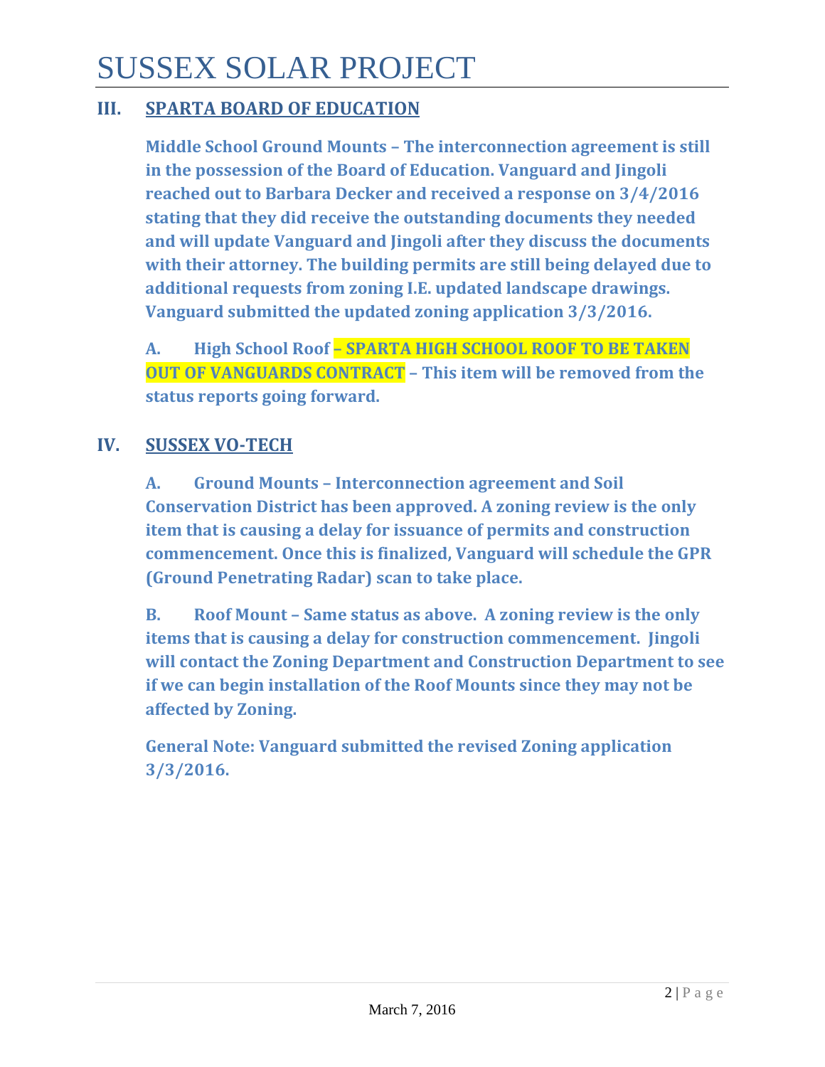# SUSSEX SOLAR PROJECT

## III. SPARTA BOARD OF EDUCATION

**Middle School Ground Mounts – The interconnection agreement is still in the possession of the Board of Education. Vanguard and Jingoli reached out to Barbara Decker and received a response on 3/4/2016 stating that they did receive the outstanding documents they needed and will update Vanguard and Jingoli after they discuss the documents with their attorney. The building permits are still being delayed due to additional requests from zoning I.E. updated landscape drawings. Vanguard submitted the updated zoning application 3/3/2016.**

**A. High School Roof – SPARTA HIGH SCHOOL ROOF TO BE TAKEN OUT OF VANGUARDS CONTRACT – This item will be removed from the status reports going forward.**

## IV. SUSSEX VO-TECH

**A. Ground Mounts – Interconnection agreement and Soil Conservation District has been approved. A zoning review is the only item that is causing a delay for issuance of permits and construction commencement. Once this is finalized, Vanguard will schedule the GPR (Ground Penetrating Radar) scan to take place.**

**B. Roof Mount – Same status as above. A zoning review is the only items that is causing a delay for construction commencement. Jingoli will contact the Zoning Department and Construction Department to see if we can begin installation of the Roof Mounts since they may not be affected by Zoning.**

**General Note: Vanguard submitted the revised Zoning application 3/3/2016.**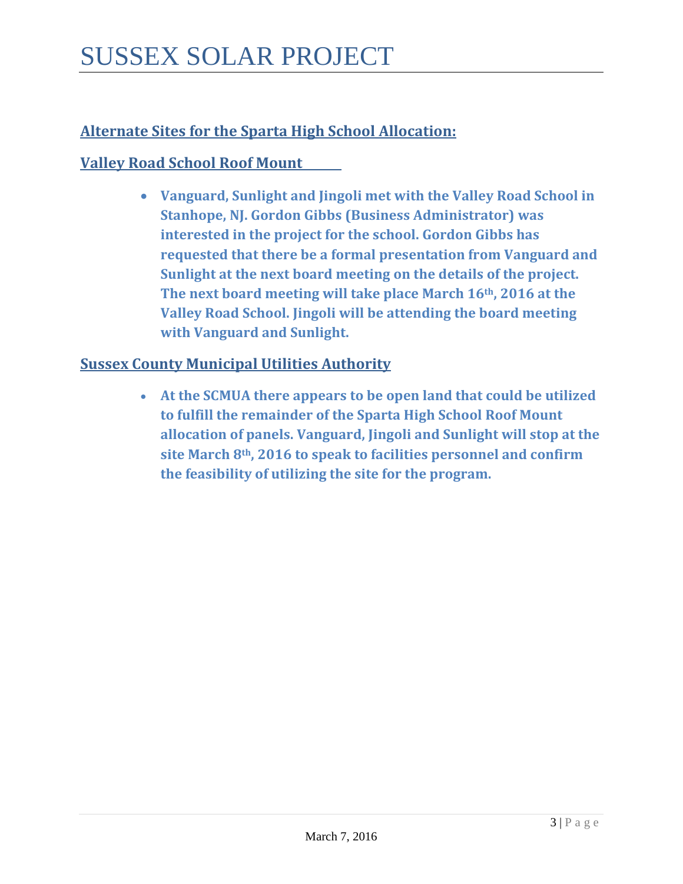# SUSSEX SOLAR PROJECT

## Alternate Sites for the Sparta High School Allocation:

### Valley Road School Roof Mount

- **Vanguard, Sunlight and Jingoli met with the Valley Road School in Stanhope, NJ. Gordon Gibbs (Business Administrator) was interested in the project for the school. Gordon Gibbs has requested that there be a formal presentation from Vanguard and Sunlight at the next board meeting on the details of the project. The next board meeting will take place March 16th, 2016 at the Valley Road School. Jingoli will be attending the board meeting with Vanguard and Sunlight.**

### Sussex County Municipal Utilities Authority

- **At the SCMUA there appears to be open land that could be utilized to fulfill the remainder of the Sparta High School Roof Mount allocation of panels. Vanguard, Jingoli and Sunlight will stop at the site March 8th, 2016 to speak to facilities personnel and confirm the feasibility of utilizing the site for the program.**

March 7, 2016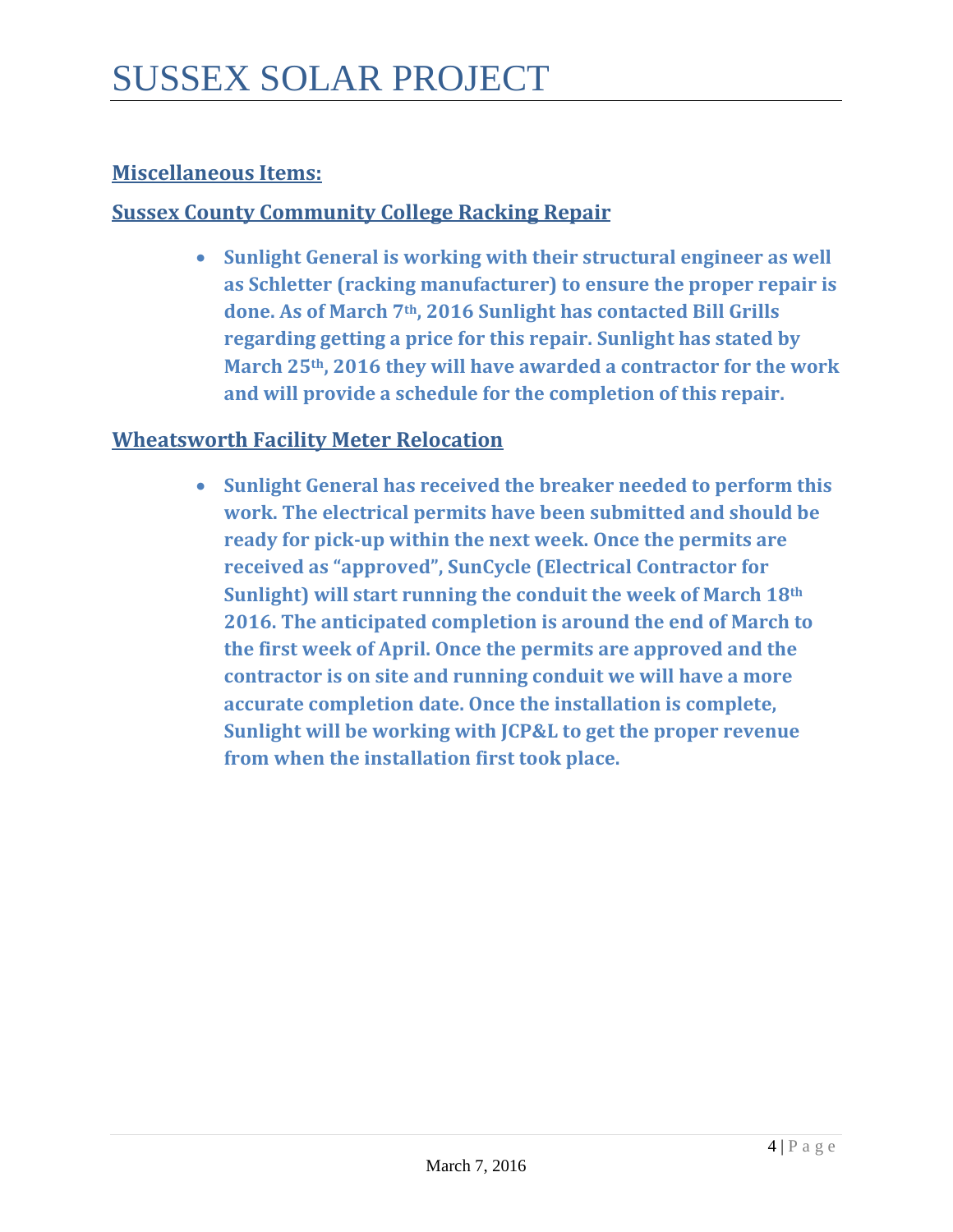# SUSSEX SOLAR PROJECT

## Miscellaneous Items:

## Sussex County Community College Racking Repair

- **Sunlight General is working with their structural engineer as well as Schletter (racking manufacturer) to ensure the proper repair is done. As of March 7th, 2016 Sunlight has contacted Bill Grills regarding getting a price for this repair. Sunlight has stated by March 25th, 2016 they will have awarded a contractor for the work and will provide a schedule for the completion of this repair.**

## Wheatsworth Facility Meter Relocation

- **Sunlight General has received the breaker needed to perform this work. The electrical permits have been submitted and should be ready for pick-up within the next week. Once the permits are received as "approved", SunCycle (Electrical Contractor for Sunlight) will start running the conduit the week of March 18th 2016. The anticipated completion is around the end of March to the first week of April. Once the permits are approved and the contractor is on site and running conduit we will have a more accurate completion date. Once the installation is complete, Sunlight will be working with JCP&L to get the proper revenue from when the installation first took place.**